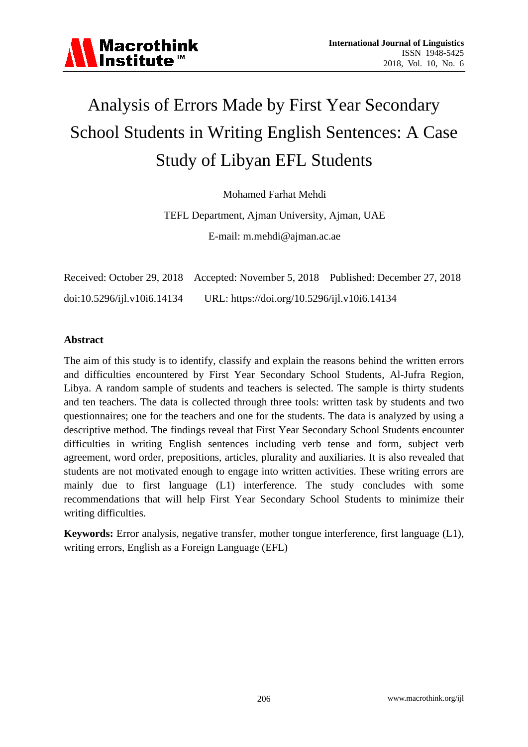# Analysis of Errors Made by First Year Secondary School Students in Writing English Sentences: A Case Study of Libyan EFL Students

Mohamed Farhat Mehdi

TEFL Department, Ajman University, Ajman, UAE

E-mail: m.mehdi@ajman.ac.ae

Received: October 29, 2018 Accepted: November 5, 2018 Published: December 27, 2018

doi:10.5296/ijl.v10i6.14134 URL: https://doi.org/10.5296/ijl.v10i6.14134

## Abstract

The aim of this study is to identify, classify and explain the reasons behind the written errors and difficulties encountered by First Year Secondary School Students, Al-Jufra Region, Libya. A random sample of students and teachers is selected. The sample is thirty students and ten teachers. The data is collected through three tools: written task by students and two questionnaires; one for the teachers and one for the students. The data is analyzed by using a descriptive method. The findings reveal that First Year Secondary School Students encounter difficulties in writing English sentences including verb tense and form, subject verb agreement, word order, prepositions, articles, plurality and auxiliaries. It is also revealed that students are not motivated enough to engage into written activities. These writing errors are mainly due to first language (L1) interference. The study concludes with some recommendations that will help First Year Secondary School Students to minimize their writing difficulties.

**Keywords:** Error analysis, negative transfer, mother tongue interference, first language (L1), writing errors, English as a Foreign Language (EFL)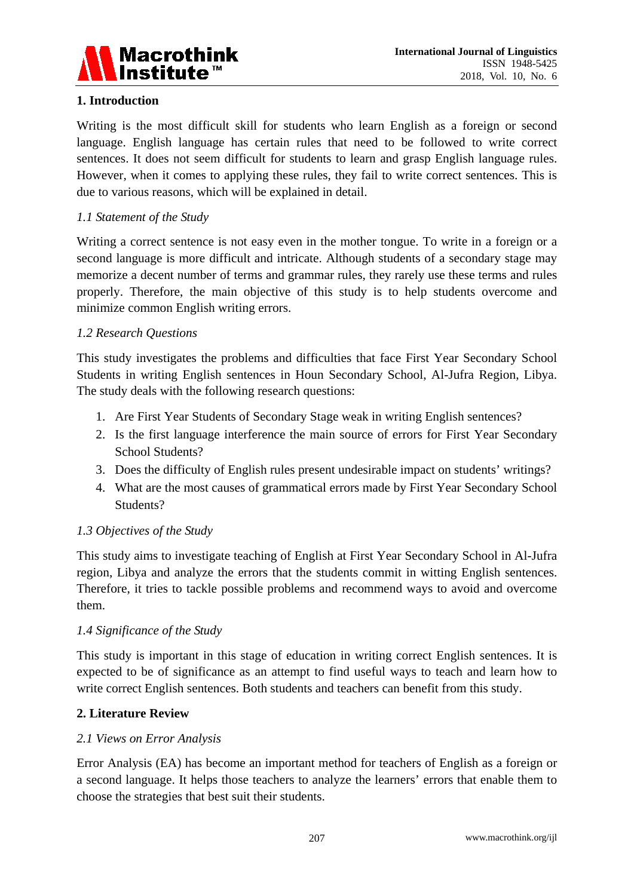## 1. Introduction

Writing is the most difficult skill for students who learn English as a foreign or second language. English language has certain rules that need to be followed to write correct sentences. It does not seem difficult for students to learn and grasp English language rules. However, when it comes to applying these rules, they fail to write correct sentences. This is due to various reasons, which will be explained in detail.

### *1.1 Statement of the Study*

Writing a correct sentence is not easy even in the mother tongue. To write in a foreign or a second language is more difficult and intricate. Although students of a secondary stage may memorize a decent number of terms and grammar rules, they rarely use these terms and rules properly. Therefore, the main objective of this study is to help students overcome and minimize common English writing errors.

### *1.2 Research Questions*

This study investigates the problems and difficulties that face First Year Secondary School Students in writing English sentences in Houn Secondary School, Al-Jufra Region, Libya. The study deals with the following research questions:

1. Are First Year Students of Secondary Stage weak in writing English sentences?
2. Is the first language interference the main source of errors for First Year Secondary School Students?
3. Does the difficulty of English rules present undesirable impact on students' writings?
4. What are the most causes of grammatical errors made by First Year Secondary School Students?

### *1.3 Objectives of the Study*

This study aims to investigate teaching of English at First Year Secondary School in Al-Jufra region, Libya and analyze the errors that the students commit in witting English sentences. Therefore, it tries to tackle possible problems and recommend ways to avoid and overcome them.

### *1.4 Significance of the Study*

This study is important in this stage of education in writing correct English sentences. It is expected to be of significance as an attempt to find useful ways to teach and learn how to write correct English sentences. Both students and teachers can benefit from this study.

## 2. Literature Review

### *2.1 Views on Error Analysis*

Error Analysis (EA) has become an important method for teachers of English as a foreign or a second language. It helps those teachers to analyze the learners' errors that enable them to choose the strategies that best suit their students.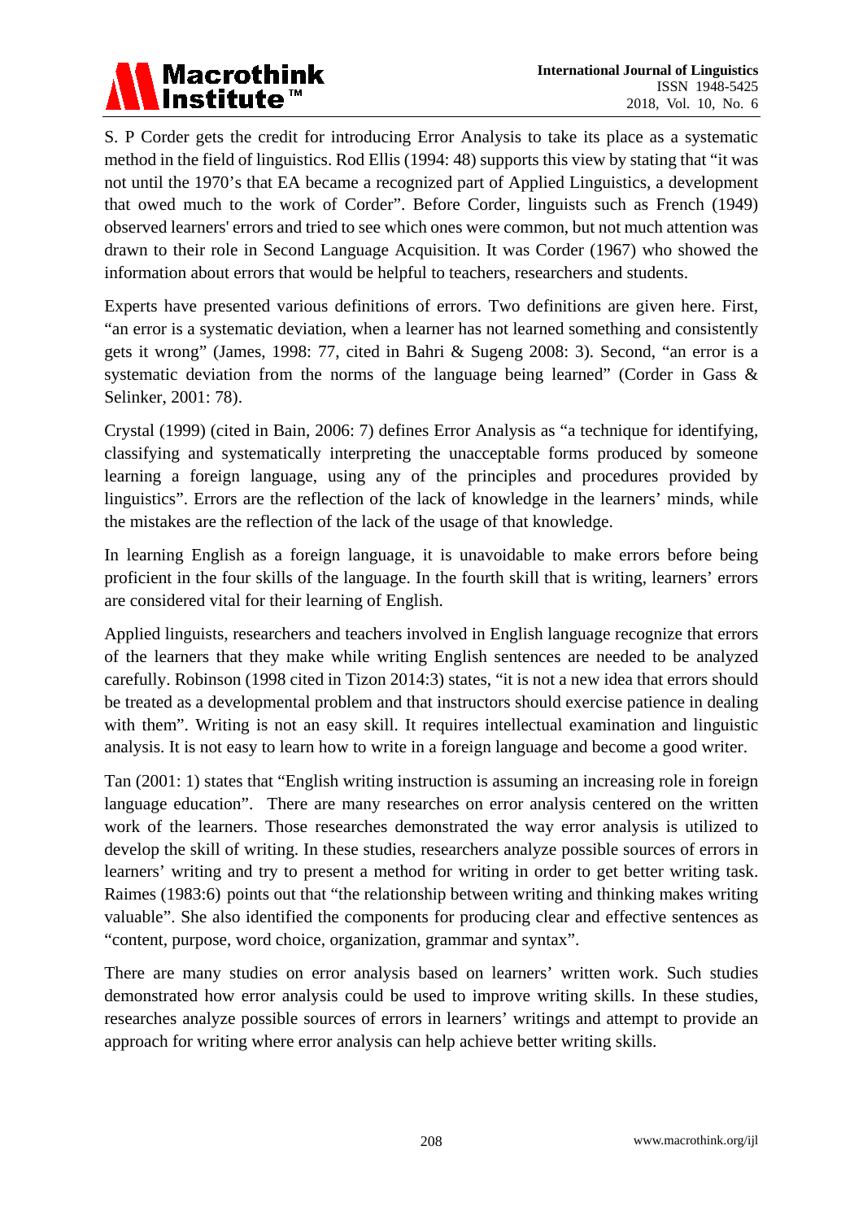S. P Corder gets the credit for introducing Error Analysis to take its place as a systematic method in the field of linguistics. Rod Ellis (1994: 48) supports this view by stating that "it was not until the 1970's that EA became a recognized part of Applied Linguistics, a development that owed much to the work of Corder". Before Corder, linguists such as French (1949) observed learners' errors and tried to see which ones were common, but not much attention was drawn to their role in Second Language Acquisition. It was Corder (1967) who showed the information about errors that would be helpful to teachers, researchers and students.

Experts have presented various definitions of errors. Two definitions are given here. First, "an error is a systematic deviation, when a learner has not learned something and consistently gets it wrong" (James, 1998: 77, cited in Bahri & Sugeng 2008: 3). Second, "an error is a systematic deviation from the norms of the language being learned" (Corder in Gass & Selinker, 2001: 78).

Crystal (1999) (cited in Bain, 2006: 7) defines Error Analysis as "a technique for identifying, classifying and systematically interpreting the unacceptable forms produced by someone learning a foreign language, using any of the principles and procedures provided by linguistics". Errors are the reflection of the lack of knowledge in the learners' minds, while the mistakes are the reflection of the lack of the usage of that knowledge.

In learning English as a foreign language, it is unavoidable to make errors before being proficient in the four skills of the language. In the fourth skill that is writing, learners' errors are considered vital for their learning of English.

Applied linguists, researchers and teachers involved in English language recognize that errors of the learners that they make while writing English sentences are needed to be analyzed carefully. Robinson (1998 cited in Tizon 2014:3) states, "it is not a new idea that errors should be treated as a developmental problem and that instructors should exercise patience in dealing with them". Writing is not an easy skill. It requires intellectual examination and linguistic analysis. It is not easy to learn how to write in a foreign language and become a good writer.

Tan (2001: 1) states that "English writing instruction is assuming an increasing role in foreign language education". There are many researches on error analysis centered on the written work of the learners. Those researches demonstrated the way error analysis is utilized to develop the skill of writing. In these studies, researchers analyze possible sources of errors in learners' writing and try to present a method for writing in order to get better writing task. Raimes (1983:6) points out that "the relationship between writing and thinking makes writing valuable". She also identified the components for producing clear and effective sentences as "content, purpose, word choice, organization, grammar and syntax".

There are many studies on error analysis based on learners' written work. Such studies demonstrated how error analysis could be used to improve writing skills. In these studies, researches analyze possible sources of errors in learners' writings and attempt to provide an approach for writing where error analysis can help achieve better writing skills.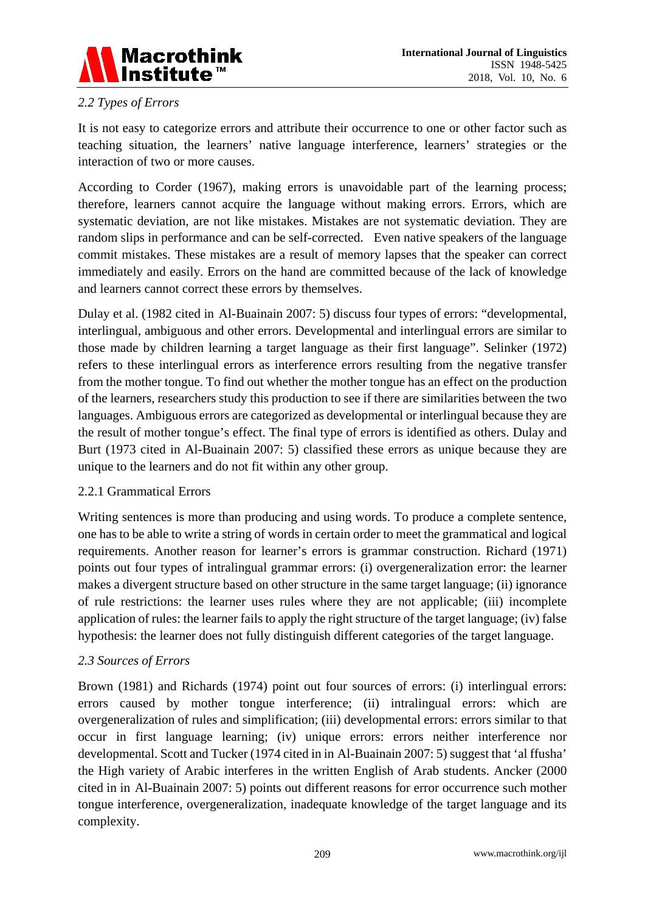## *2.2 Types of Errors*

It is not easy to categorize errors and attribute their occurrence to one or other factor such as teaching situation, the learners' native language interference, learners' strategies or the interaction of two or more causes.

According to Corder (1967), making errors is unavoidable part of the learning process; therefore, learners cannot acquire the language without making errors. Errors, which are systematic deviation, are not like mistakes. Mistakes are not systematic deviation. They are random slips in performance and can be self-corrected. Even native speakers of the language commit mistakes. These mistakes are a result of memory lapses that the speaker can correct immediately and easily. Errors on the hand are committed because of the lack of knowledge and learners cannot correct these errors by themselves.

Dulay et al. (1982 cited in Al-Buainain 2007: 5) discuss four types of errors: "developmental, interlingual, ambiguous and other errors. Developmental and interlingual errors are similar to those made by children learning a target language as their first language". Selinker (1972) refers to these interlingual errors as interference errors resulting from the negative transfer from the mother tongue. To find out whether the mother tongue has an effect on the production of the learners, researchers study this production to see if there are similarities between the two languages. Ambiguous errors are categorized as developmental or interlingual because they are the result of mother tongue's effect. The final type of errors is identified as others. Dulay and Burt (1973 cited in Al-Buainain 2007: 5) classified these errors as unique because they are unique to the learners and do not fit within any other group.

### 2.2.1 Grammatical Errors

Writing sentences is more than producing and using words. To produce a complete sentence, one has to be able to write a string of words in certain order to meet the grammatical and logical requirements. Another reason for learner's errors is grammar construction. Richard (1971) points out four types of intralingual grammar errors: (i) overgeneralization error: the learner makes a divergent structure based on other structure in the same target language; (ii) ignorance of rule restrictions: the learner uses rules where they are not applicable; (iii) incomplete application of rules: the learner fails to apply the right structure of the target language; (iv) false hypothesis: the learner does not fully distinguish different categories of the target language.

## *2.3 Sources of Errors*

Brown (1981) and Richards (1974) point out four sources of errors: (i) interlingual errors: errors caused by mother tongue interference; (ii) intralingual errors: which are overgeneralization of rules and simplification; (iii) developmental errors: errors similar to that occur in first language learning; (iv) unique errors: errors neither interference nor developmental. Scott and Tucker (1974 cited in in Al-Buainain 2007: 5) suggest that 'al ffusha' the High variety of Arabic interferes in the written English of Arab students. Ancker (2000 cited in in Al-Buainain 2007: 5) points out different reasons for error occurrence such mother tongue interference, overgeneralization, inadequate knowledge of the target language and its complexity.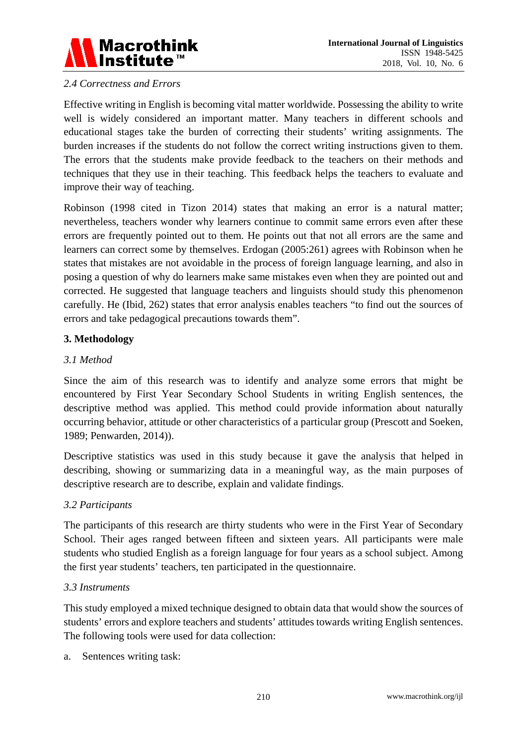### *2.4 Correctness and Errors*

Effective writing in English is becoming vital matter worldwide. Possessing the ability to write well is widely considered an important matter. Many teachers in different schools and educational stages take the burden of correcting their students' writing assignments. The burden increases if the students do not follow the correct writing instructions given to them. The errors that the students make provide feedback to the teachers on their methods and techniques that they use in their teaching. This feedback helps the teachers to evaluate and improve their way of teaching.

Robinson (1998 cited in Tizon 2014) states that making an error is a natural matter; nevertheless, teachers wonder why learners continue to commit same errors even after these errors are frequently pointed out to them. He points out that not all errors are the same and learners can correct some by themselves. Erdogan (2005:261) agrees with Robinson when he states that mistakes are not avoidable in the process of foreign language learning, and also in posing a question of why do learners make same mistakes even when they are pointed out and corrected. He suggested that language teachers and linguists should study this phenomenon carefully. He (Ibid, 262) states that error analysis enables teachers "to find out the sources of errors and take pedagogical precautions towards them".

## 3. Methodology

### *3.1 Method*

Since the aim of this research was to identify and analyze some errors that might be encountered by First Year Secondary School Students in writing English sentences, the descriptive method was applied. This method could provide information about naturally occurring behavior, attitude or other characteristics of a particular group (Prescott and Soeken, 1989; Penwarden, 2014)).

Descriptive statistics was used in this study because it gave the analysis that helped in describing, showing or summarizing data in a meaningful way, as the main purposes of descriptive research are to describe, explain and validate findings.

### *3.2 Participants*

The participants of this research are thirty students who were in the First Year of Secondary School. Their ages ranged between fifteen and sixteen years. All participants were male students who studied English as a foreign language for four years as a school subject. Among the first year students' teachers, ten participated in the questionnaire.

### *3.3 Instruments*

This study employed a mixed technique designed to obtain data that would show the sources of students' errors and explore teachers and students' attitudes towards writing English sentences. The following tools were used for data collection:

a. Sentences writing task: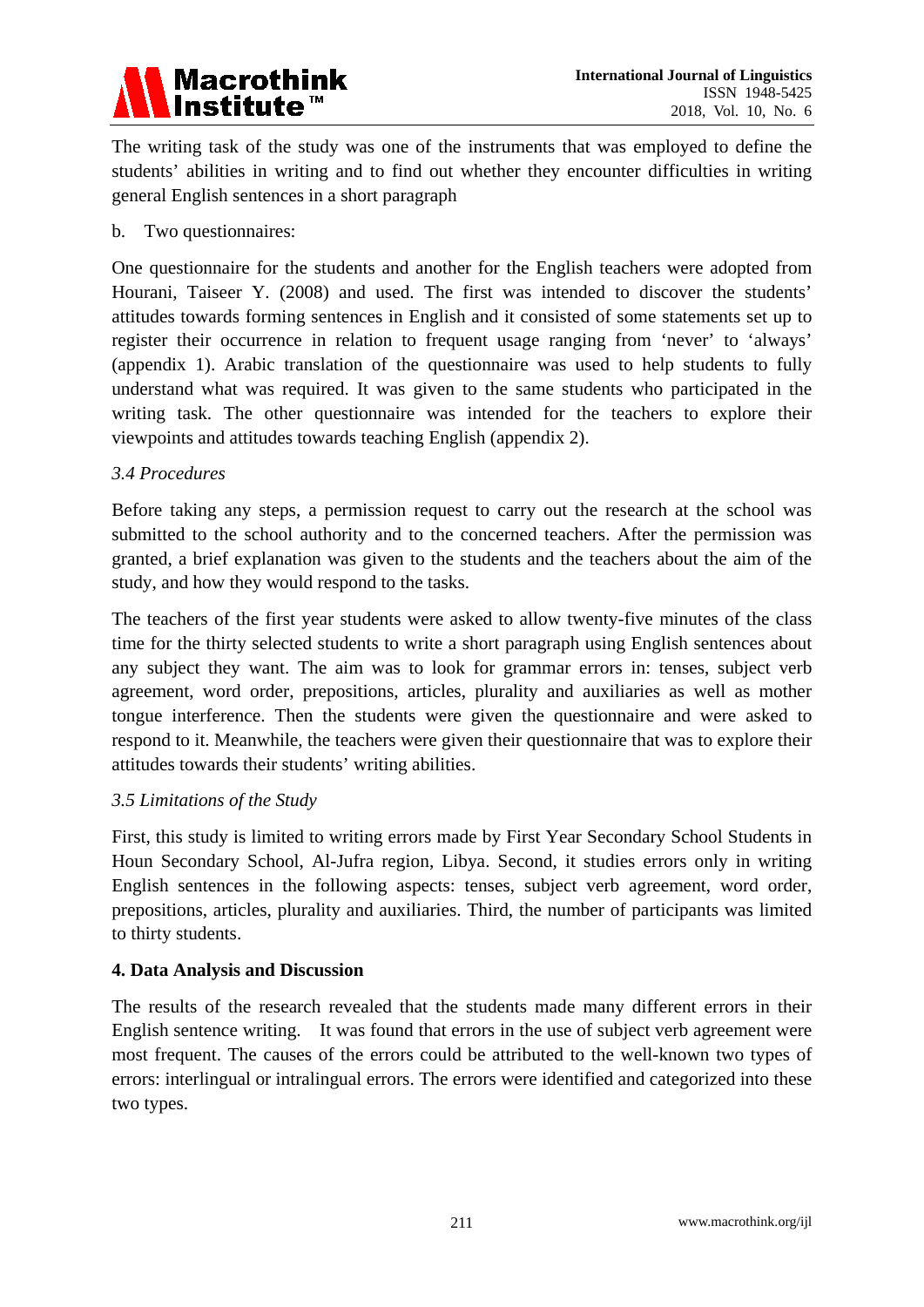The writing task of the study was one of the instruments that was employed to define the students' abilities in writing and to find out whether they encounter difficulties in writing general English sentences in a short paragraph

b. Two questionnaires:

One questionnaire for the students and another for the English teachers were adopted from Hourani, Taiseer Y. (2008) and used. The first was intended to discover the students' attitudes towards forming sentences in English and it consisted of some statements set up to register their occurrence in relation to frequent usage ranging from 'never' to 'always' (appendix 1). Arabic translation of the questionnaire was used to help students to fully understand what was required. It was given to the same students who participated in the writing task. The other questionnaire was intended for the teachers to explore their viewpoints and attitudes towards teaching English (appendix 2).

### *3.4 Procedures*

Before taking any steps, a permission request to carry out the research at the school was submitted to the school authority and to the concerned teachers. After the permission was granted, a brief explanation was given to the students and the teachers about the aim of the study, and how they would respond to the tasks.

The teachers of the first year students were asked to allow twenty-five minutes of the class time for the thirty selected students to write a short paragraph using English sentences about any subject they want. The aim was to look for grammar errors in: tenses, subject verb agreement, word order, prepositions, articles, plurality and auxiliaries as well as mother tongue interference. Then the students were given the questionnaire and were asked to respond to it. Meanwhile, the teachers were given their questionnaire that was to explore their attitudes towards their students' writing abilities.

### *3.5 Limitations of the Study*

First, this study is limited to writing errors made by First Year Secondary School Students in Houn Secondary School, Al-Jufra region, Libya. Second, it studies errors only in writing English sentences in the following aspects: tenses, subject verb agreement, word order, prepositions, articles, plurality and auxiliaries. Third, the number of participants was limited to thirty students.

## **4. Data Analysis and Discussion**

The results of the research revealed that the students made many different errors in their English sentence writing. It was found that errors in the use of subject verb agreement were most frequent. The causes of the errors could be attributed to the well-known two types of errors: interlingual or intralingual errors. The errors were identified and categorized into these two types.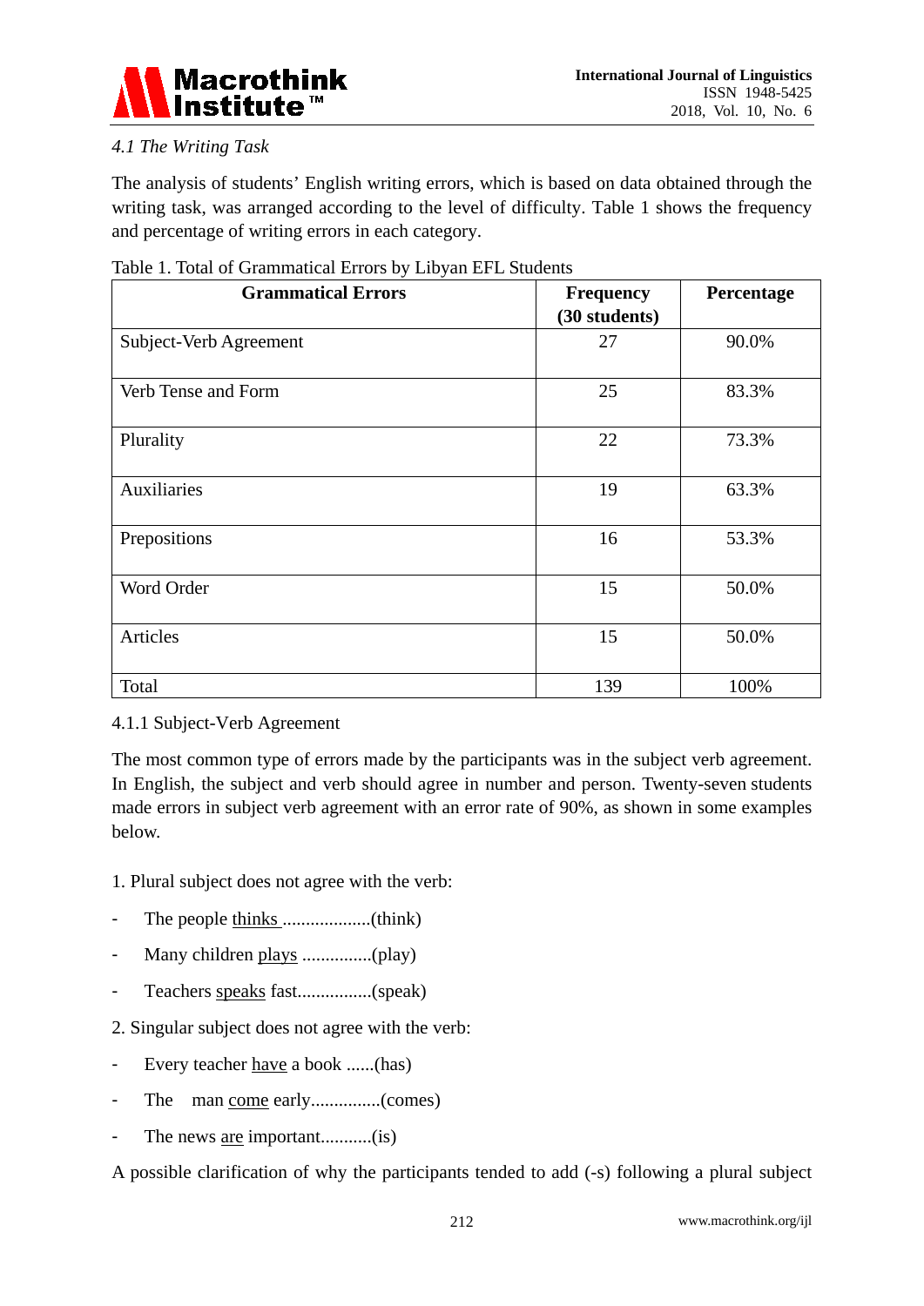### *4.1 The Writing Task*

The analysis of students' English writing errors, which is based on data obtained through the writing task, was arranged according to the level of difficulty. Table 1 shows the frequency and percentage of writing errors in each category.

Table 1. Total of Grammatical Errors by Libyan EFL Students

| **Grammatical Errors** | **Frequency (30 students)** | **Percentage** |
|---|---|---|
| Subject-Verb Agreement | 27 | 90.0% |
| Verb Tense and Form | 25 | 83.3% |
| Plurality | 22 | 73.3% |
| Auxiliaries | 19 | 63.3% |
| Prepositions | 16 | 53.3% |
| Word Order | 15 | 50.0% |
| Articles | 15 | 50.0% |
| Total | 139 | 100% |

#### 4.1.1 Subject-Verb Agreement

The most common type of errors made by the participants was in the subject verb agreement. In English, the subject and verb should agree in number and person. Twenty-seven students made errors in subject verb agreement with an error rate of 90%, as shown in some examples below.

1. Plural subject does not agree with the verb:

- The people thinks ..................(think)
- Many children plays ..............(play)
- Teachers speaks fast................(speak)

2. Singular subject does not agree with the verb:

- Every teacher have a book ......(has)
- The man come early...............(comes)
- The news are important...........(is)

A possible clarification of why the participants tended to add (-s) following a plural subject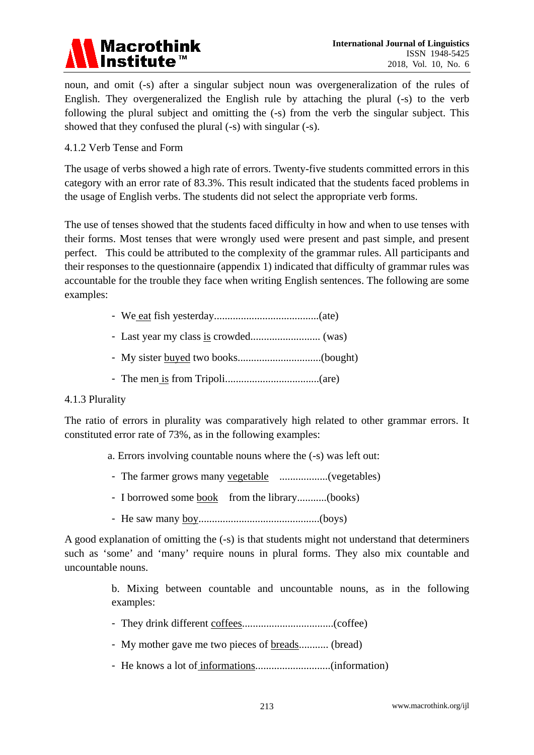noun, and omit (-s) after a singular subject noun was overgeneralization of the rules of English. They overgeneralized the English rule by attaching the plural (-s) to the verb following the plural subject and omitting the (-s) from the verb the singular subject. This showed that they confused the plural (-s) with singular (-s).

4.1.2 Verb Tense and Form

The usage of verbs showed a high rate of errors. Twenty-five students committed errors in this category with an error rate of 83.3%. This result indicated that the students faced problems in the usage of English verbs. The students did not select the appropriate verb forms.

The use of tenses showed that the students faced difficulty in how and when to use tenses with their forms. Most tenses that were wrongly used were present and past simple, and present perfect. This could be attributed to the complexity of the grammar rules. All participants and their responses to the questionnaire (appendix 1) indicated that difficulty of grammar rules was accountable for the trouble they face when writing English sentences. The following are some examples:

- We <u>eat</u> fish yesterday.......................................(ate)
- Last year my class <u>is</u> crowded.......................... (was)
- My sister <u>buyed</u> two books..............................(bought)
- The men <u>is</u> from Tripoli..................................(are)

4.1.3 Plurality

The ratio of errors in plurality was comparatively high related to other grammar errors. It constituted error rate of 73%, as in the following examples:

a. Errors involving countable nouns where the (-s) was left out:

- The farmer grows many <u>vegetable</u> ..................(vegetables)
- I borrowed some <u>book</u> from the library...........(books)
- He saw many <u>boy</u>............................................(boys)

A good explanation of omitting the (-s) is that students might not understand that determiners such as 'some' and 'many' require nouns in plural forms. They also mix countable and uncountable nouns.

b. Mixing between countable and uncountable nouns, as in the following examples:

- They drink different <u>coffees</u>.................................(coffee)
- My mother gave me two pieces of <u>breads</u>........... (bread)
- He knows a lot of <u>informations</u>...........................(information)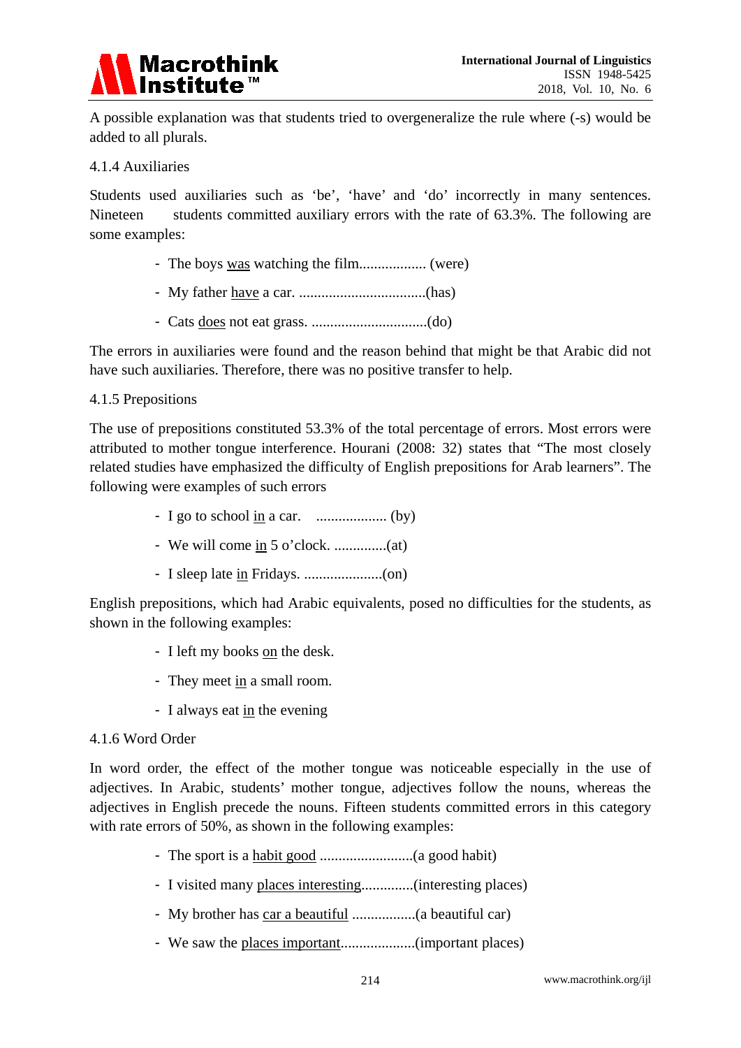A possible explanation was that students tried to overgeneralize the rule where (-s) would be added to all plurals.

#### 4.1.4 Auxiliaries

Students used auxiliaries such as 'be', 'have' and 'do' incorrectly in many sentences. Nineteen students committed auxiliary errors with the rate of 63.3%. The following are some examples:

- The boys <u>was</u> watching the film.................. (were)
- My father <u>have</u> a car. ..................................(has)
- Cats <u>does</u> not eat grass. ...............................(do)

The errors in auxiliaries were found and the reason behind that might be that Arabic did not have such auxiliaries. Therefore, there was no positive transfer to help.

#### 4.1.5 Prepositions

The use of prepositions constituted 53.3% of the total percentage of errors. Most errors were attributed to mother tongue interference. Hourani (2008: 32) states that "The most closely related studies have emphasized the difficulty of English prepositions for Arab learners". The following were examples of such errors

- I go to school <u>in</u> a car. ................... (by)
- We will come <u>in</u> 5 o'clock. ..............(at)
- I sleep late <u>in</u> Fridays. .....................(on)

English prepositions, which had Arabic equivalents, posed no difficulties for the students, as shown in the following examples:

- I left my books <u>on</u> the desk.
- They meet <u>in</u> a small room.
- I always eat <u>in</u> the evening

#### 4.1.6 Word Order

In word order, the effect of the mother tongue was noticeable especially in the use of adjectives. In Arabic, students' mother tongue, adjectives follow the nouns, whereas the adjectives in English precede the nouns. Fifteen students committed errors in this category with rate errors of 50%, as shown in the following examples:

- The sport is a <u>habit good</u> .........................(a good habit)
- I visited many <u>places interesting</u>.............(interesting places)
- My brother has <u>car a beautiful</u> .................(a beautiful car)
- We saw the <u>places important</u>....................(important places)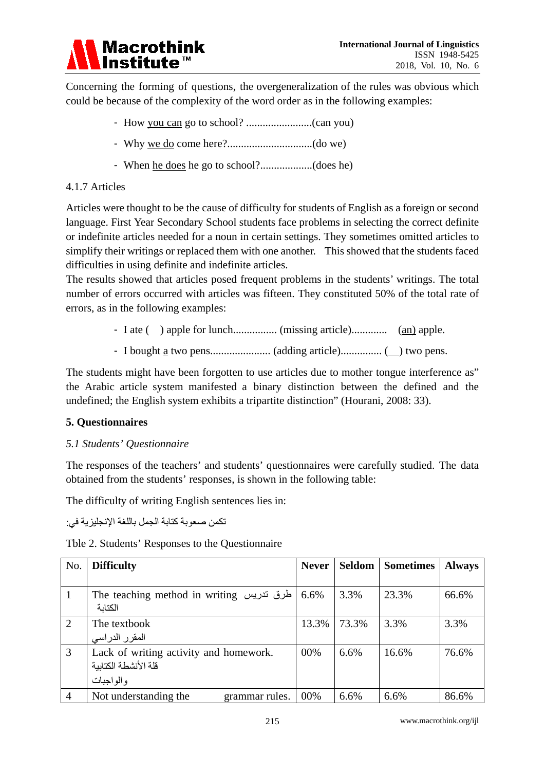Concerning the forming of questions, the overgeneralization of the rules was obvious which could be because of the complexity of the word order as in the following examples:

- How <u>you can</u> go to school? ........................(can you)
- Why <u>we do</u> come here?...............................(do we)
- When <u>he does</u> he go to school?...................(does he)

4.1.7 Articles

Articles were thought to be the cause of difficulty for students of English as a foreign or second language. First Year Secondary School students face problems in selecting the correct definite or indefinite articles needed for a noun in certain settings. They sometimes omitted articles to simplify their writings or replaced them with one another. This showed that the students faced difficulties in using definite and indefinite articles.

The results showed that articles posed frequent problems in the students' writings. The total number of errors occurred with articles was fifteen. They constituted 50% of the total rate of errors, as in the following examples:

- I ate ( ) apple for lunch................ (missing article)............. (<u>an</u>) apple.
- I bought <u>a</u> two pens...................... (adding article)............... (__) two pens.

The students might have been forgotten to use articles due to mother tongue interference as" the Arabic article system manifested a binary distinction between the defined and the undefined; the English system exhibits a tripartite distinction" (Hourani, 2008: 33).

**5. Questionnaires**

*5.1 Students' Questionnaire*

The responses of the teachers' and students' questionnaires were carefully studied. The data obtained from the students' responses, is shown in the following table:

The difficulty of writing English sentences lies in:

تكمن صعوبة كتابة الجمل باللغة الإنجليزية في:

Tble 2. Students' Responses to the Questionnaire

| No. | Difficulty | Never | Seldom | Sometimes | Always |
|---|---|---|---|---|---|
| 1 | The teaching method in writing طرق تدريس الكتابة | 6.6% | 3.3% | 23.3% | 66.6% |
| 2 | The textbook المقرر الدراسي | 13.3% | 73.3% | 3.3% | 3.3% |
| 3 | Lack of writing activity and homework. قلة الأنشطة الكتابية والواجبات | 00% | 6.6% | 16.6% | 76.6% |
| 4 | Not understanding the grammar rules. | 00% | 6.6% | 6.6% | 86.6% |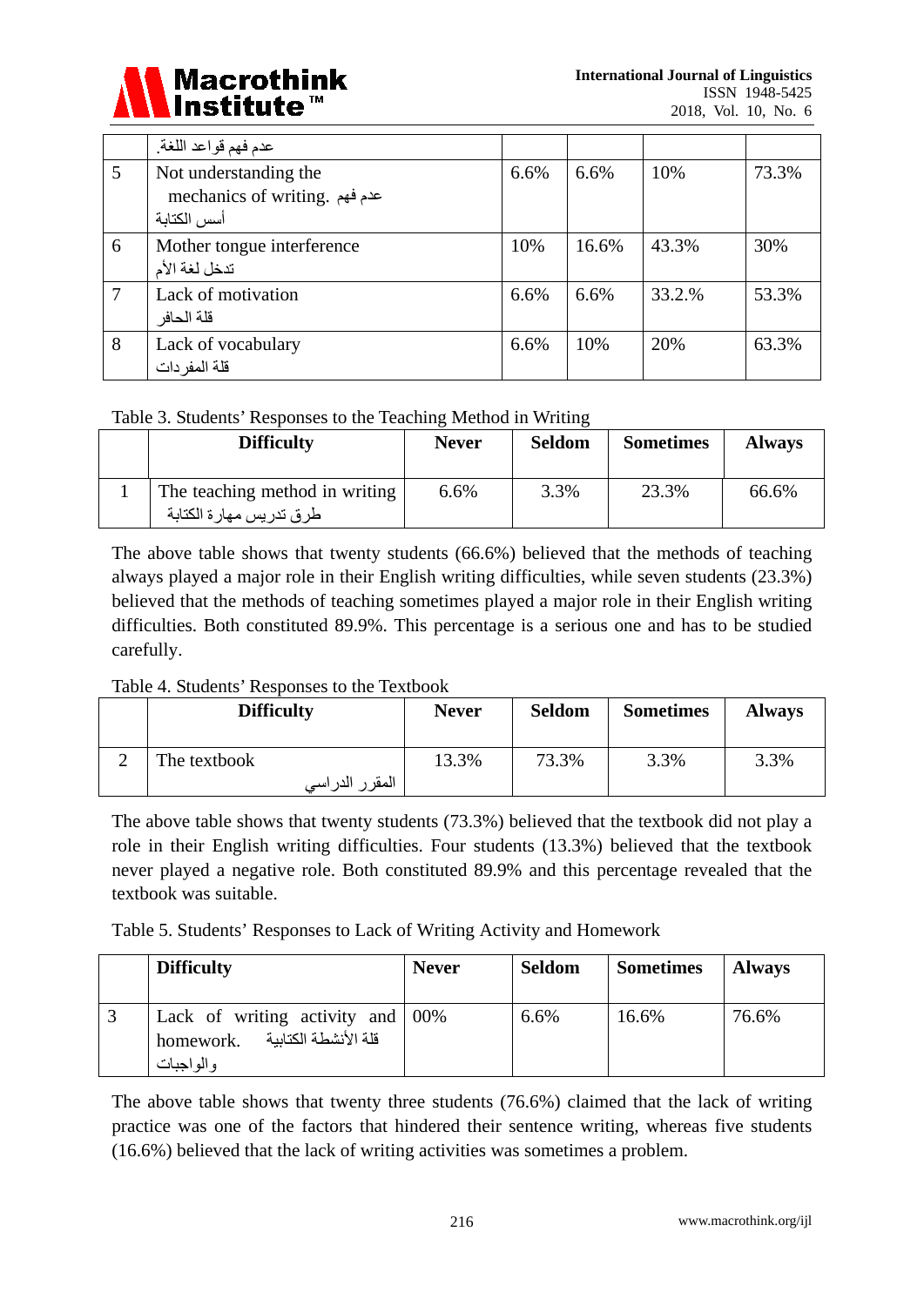| | عدم فهم قواعد اللغة. | | | | |
|---|---|---|---|---|---|
| 5 | Not understanding the mechanics of writing. عدم فهم أسس الكتابة | 6.6% | 6.6% | 10% | 73.3% |
| 6 | Mother tongue interference تدخل لغة الأم | 10% | 16.6% | 43.3% | 30% |
| 7 | Lack of motivation قلة الحافز | 6.6% | 6.6% | 33.2.% | 53.3% |
| 8 | Lack of vocabulary قلة المفردات | 6.6% | 10% | 20% | 63.3% |

Table 3. Students' Responses to the Teaching Method in Writing

| | Difficulty | Never | Seldom | Sometimes | Always |
|---|---|---|---|---|---|
| 1 | The teaching method in writing طرق تدريس مهارة الكتابة | 6.6% | 3.3% | 23.3% | 66.6% |

The above table shows that twenty students (66.6%) believed that the methods of teaching always played a major role in their English writing difficulties, while seven students (23.3%) believed that the methods of teaching sometimes played a major role in their English writing difficulties. Both constituted 89.9%. This percentage is a serious one and has to be studied carefully.

Table 4. Students' Responses to the Textbook

| | Difficulty | Never | Seldom | Sometimes | Always |
|---|---|---|---|---|---|
| 2 | The textbook المقرر الدراسي | 13.3% | 73.3% | 3.3% | 3.3% |

The above table shows that twenty students (73.3%) believed that the textbook did not play a role in their English writing difficulties. Four students (13.3%) believed that the textbook never played a negative role. Both constituted 89.9% and this percentage revealed that the textbook was suitable.

Table 5. Students' Responses to Lack of Writing Activity and Homework

| | Difficulty | Never | Seldom | Sometimes | Always |
|---|---|---|---|---|---|
| 3 | Lack of writing activity and homework. قلة الأنشطة الكتابية والواجبات | 00% | 6.6% | 16.6% | 76.6% |

The above table shows that twenty three students (76.6%) claimed that the lack of writing practice was one of the factors that hindered their sentence writing, whereas five students (16.6%) believed that the lack of writing activities was sometimes a problem.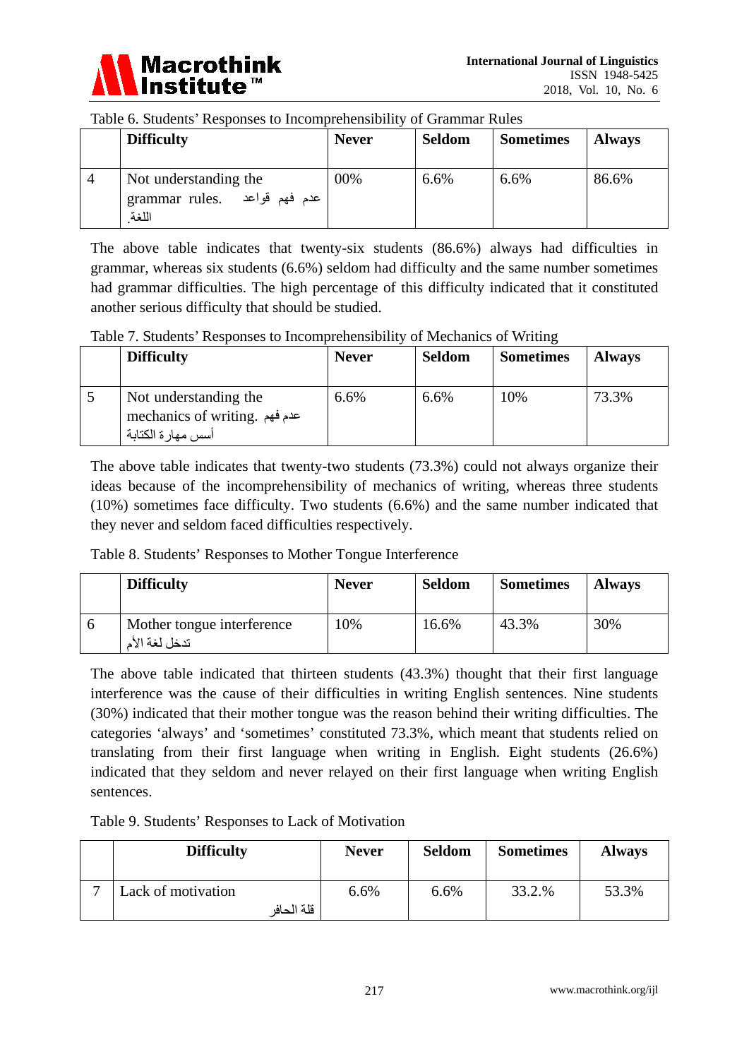Table 6. Students' Responses to Incomprehensibility of Grammar Rules

| | Difficulty | Never | Seldom | Sometimes | Always |
|---|---|---|---|---|---|
| 4 | Not understanding the grammar rules. عدم فهم قواعد اللغة. | 00% | 6.6% | 6.6% | 86.6% |

The above table indicates that twenty-six students (86.6%) always had difficulties in grammar, whereas six students (6.6%) seldom had difficulty and the same number sometimes had grammar difficulties. The high percentage of this difficulty indicated that it constituted another serious difficulty that should be studied.

Table 7. Students' Responses to Incomprehensibility of Mechanics of Writing

| | Difficulty | Never | Seldom | Sometimes | Always |
|---|---|---|---|---|---|
| 5 | Not understanding the mechanics of writing. عدم فهم أسس مهارة الكتابة | 6.6% | 6.6% | 10% | 73.3% |

The above table indicates that twenty-two students (73.3%) could not always organize their ideas because of the incomprehensibility of mechanics of writing, whereas three students (10%) sometimes face difficulty. Two students (6.6%) and the same number indicated that they never and seldom faced difficulties respectively.

Table 8. Students' Responses to Mother Tongue Interference

| | Difficulty | Never | Seldom | Sometimes | Always |
|---|---|---|---|---|---|
| 6 | Mother tongue interference تدخل لغة الأم | 10% | 16.6% | 43.3% | 30% |

The above table indicated that thirteen students (43.3%) thought that their first language interference was the cause of their difficulties in writing English sentences. Nine students (30%) indicated that their mother tongue was the reason behind their writing difficulties. The categories 'always' and 'sometimes' constituted 73.3%, which meant that students relied on translating from their first language when writing in English. Eight students (26.6%) indicated that they seldom and never relayed on their first language when writing English sentences.

Table 9. Students' Responses to Lack of Motivation

| | Difficulty | Never | Seldom | Sometimes | Always |
|---|---|---|---|---|---|
| 7 | Lack of motivation قلة الحافز | 6.6% | 6.6% | 33.2.% | 53.3% |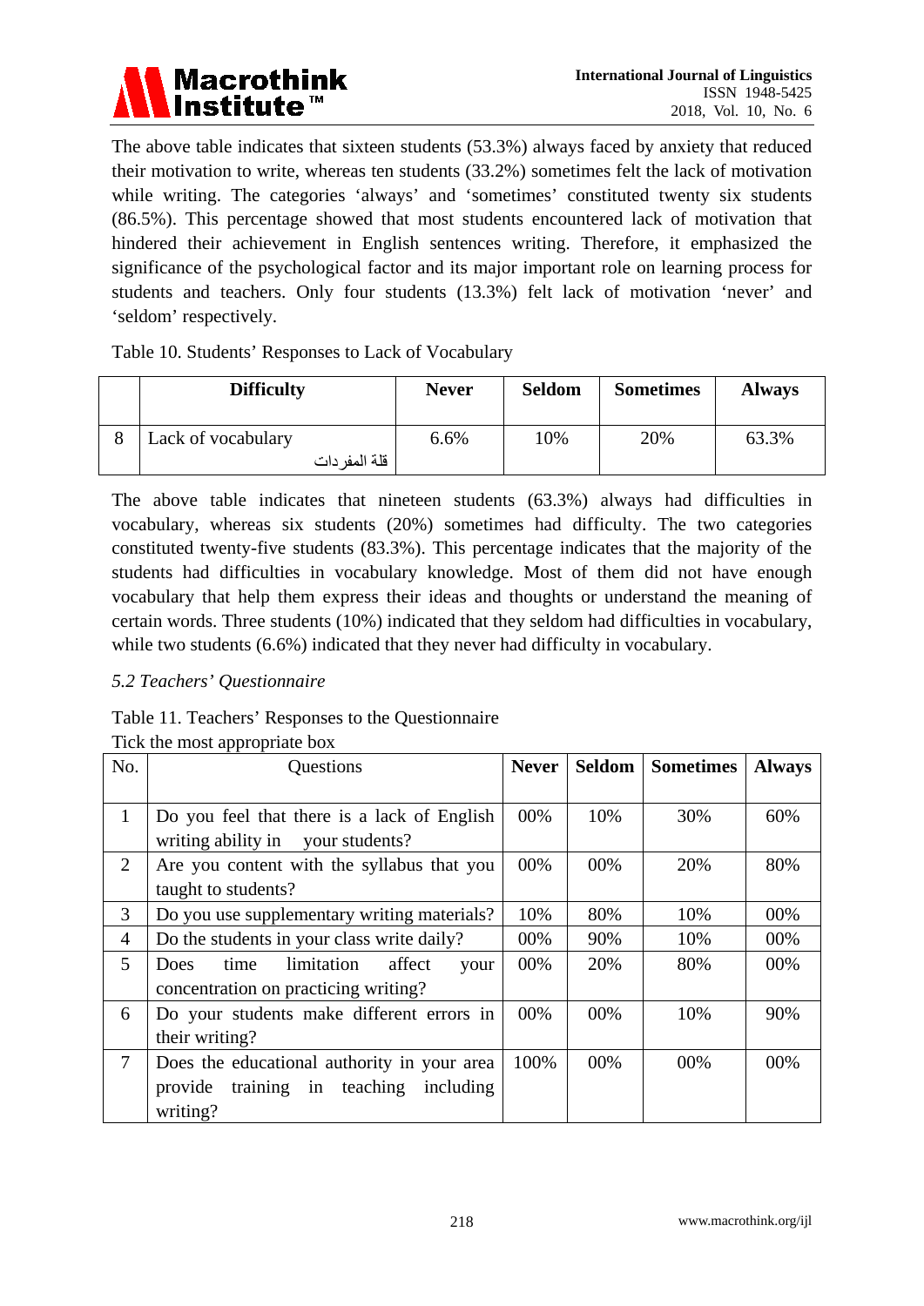The above table indicates that sixteen students (53.3%) always faced by anxiety that reduced their motivation to write, whereas ten students (33.2%) sometimes felt the lack of motivation while writing. The categories 'always' and 'sometimes' constituted twenty six students (86.5%). This percentage showed that most students encountered lack of motivation that hindered their achievement in English sentences writing. Therefore, it emphasized the significance of the psychological factor and its major important role on learning process for students and teachers. Only four students (13.3%) felt lack of motivation 'never' and 'seldom' respectively.

Table 10. Students' Responses to Lack of Vocabulary

| | **Difficulty** | **Never** | **Seldom** | **Sometimes** | **Always** |
|---|---|---|---|---|---|
| 8 | Lack of vocabulary قلة المفردات | 6.6% | 10% | 20% | 63.3% |

The above table indicates that nineteen students (63.3%) always had difficulties in vocabulary, whereas six students (20%) sometimes had difficulty. The two categories constituted twenty-five students (83.3%). This percentage indicates that the majority of the students had difficulties in vocabulary knowledge. Most of them did not have enough vocabulary that help them express their ideas and thoughts or understand the meaning of certain words. Three students (10%) indicated that they seldom had difficulties in vocabulary, while two students (6.6%) indicated that they never had difficulty in vocabulary.

### *5.2 Teachers' Questionnaire*

Table 11. Teachers' Responses to the Questionnaire

Tick the most appropriate box

| No. | Questions | **Never** | **Seldom** | **Sometimes** | **Always** |
|---|---|---|---|---|---|
| 1 | Do you feel that there is a lack of English writing ability in your students? | 00% | 10% | 30% | 60% |
| 2 | Are you content with the syllabus that you taught to students? | 00% | 00% | 20% | 80% |
| 3 | Do you use supplementary writing materials? | 10% | 80% | 10% | 00% |
| 4 | Do the students in your class write daily? | 00% | 90% | 10% | 00% |
| 5 | Does time limitation affect your concentration on practicing writing? | 00% | 20% | 80% | 00% |
| 6 | Do your students make different errors in their writing? | 00% | 00% | 10% | 90% |
| 7 | Does the educational authority in your area provide training in teaching including writing? | 100% | 00% | 00% | 00% |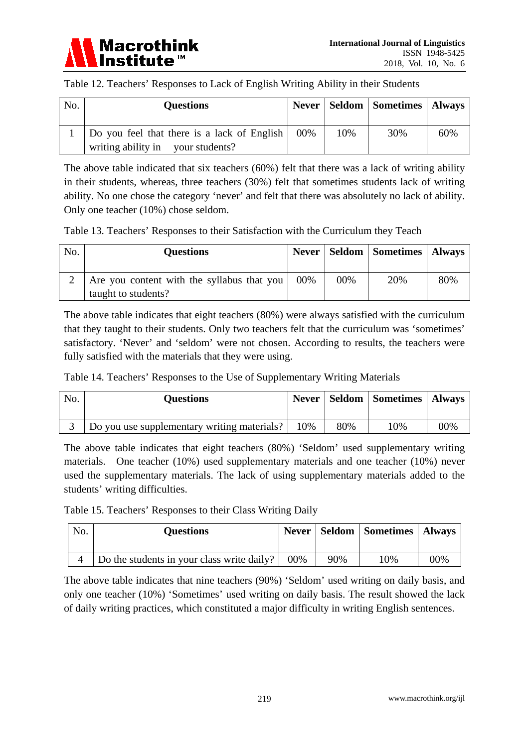Table 12. Teachers' Responses to Lack of English Writing Ability in their Students

| No. | Questions | Never | Seldom | Sometimes | Always |
|---|---|---|---|---|---|
| 1 | Do you feel that there is a lack of English writing ability in your students? | 00% | 10% | 30% | 60% |

The above table indicated that six teachers (60%) felt that there was a lack of writing ability in their students, whereas, three teachers (30%) felt that sometimes students lack of writing ability. No one chose the category 'never' and felt that there was absolutely no lack of ability. Only one teacher (10%) chose seldom.

Table 13. Teachers' Responses to their Satisfaction with the Curriculum they Teach

| No. | Questions | Never | Seldom | Sometimes | Always |
|---|---|---|---|---|---|
| 2 | Are you content with the syllabus that you taught to students? | 00% | 00% | 20% | 80% |

The above table indicates that eight teachers (80%) were always satisfied with the curriculum that they taught to their students. Only two teachers felt that the curriculum was 'sometimes' satisfactory. 'Never' and 'seldom' were not chosen. According to results, the teachers were fully satisfied with the materials that they were using.

Table 14. Teachers' Responses to the Use of Supplementary Writing Materials

| No. | Questions | Never | Seldom | Sometimes | Always |
|---|---|---|---|---|---|
| 3 | Do you use supplementary writing materials? | 10% | 80% | 10% | 00% |

The above table indicates that eight teachers (80%) 'Seldom' used supplementary writing materials. One teacher (10%) used supplementary materials and one teacher (10%) never used the supplementary materials. The lack of using supplementary materials added to the students' writing difficulties.

Table 15. Teachers' Responses to their Class Writing Daily

| No. | Questions | Never | Seldom | Sometimes | Always |
|---|---|---|---|---|---|
| 4 | Do the students in your class write daily? | 00% | 90% | 10% | 00% |

The above table indicates that nine teachers (90%) 'Seldom' used writing on daily basis, and only one teacher (10%) 'Sometimes' used writing on daily basis. The result showed the lack of daily writing practices, which constituted a major difficulty in writing English sentences.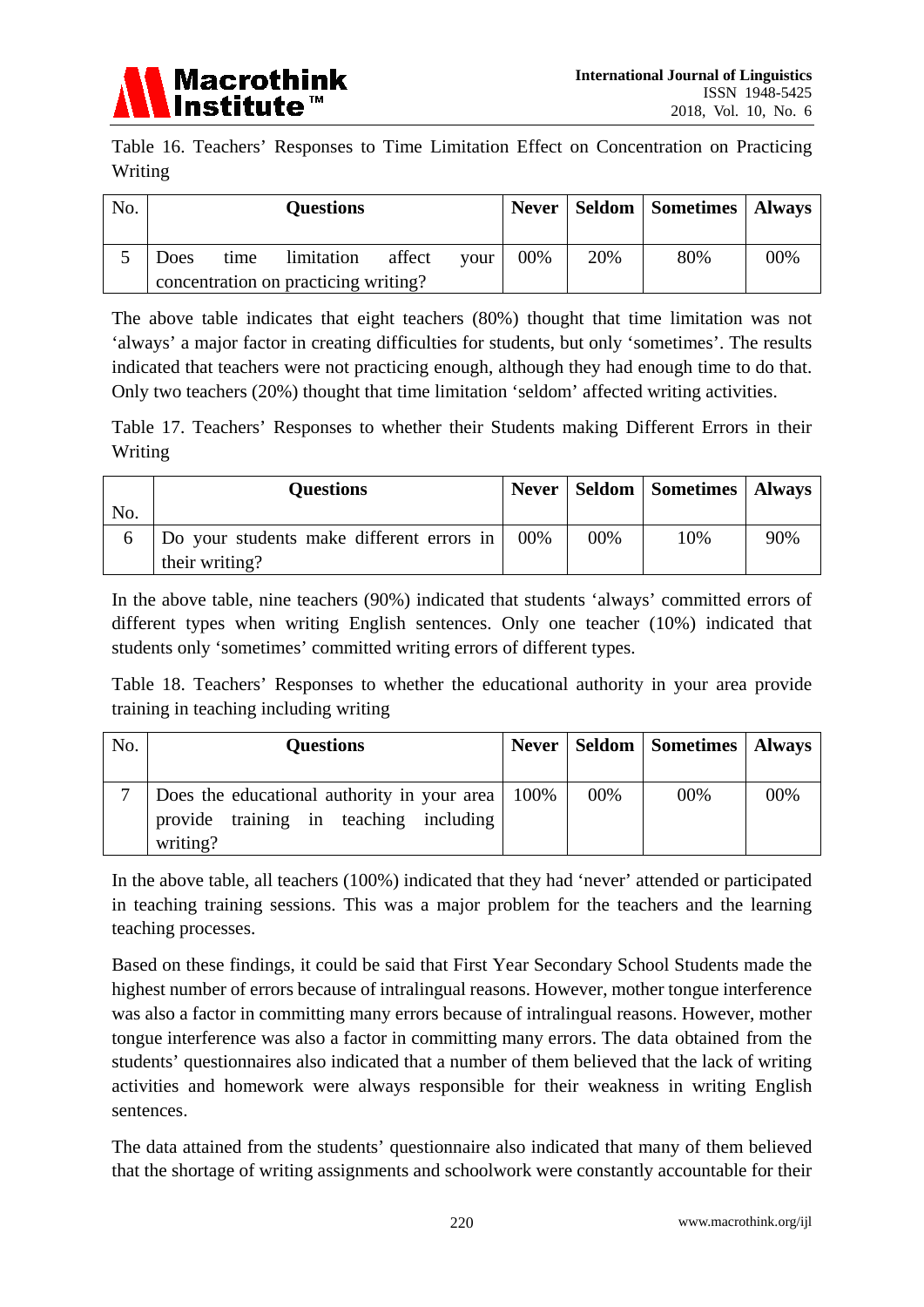Table 16. Teachers' Responses to Time Limitation Effect on Concentration on Practicing Writing

| No. | Questions | Never | Seldom | Sometimes | Always |
|---|---|---|---|---|---|
| 5 | Does time limitation affect your concentration on practicing writing? | 00% | 20% | 80% | 00% |

The above table indicates that eight teachers (80%) thought that time limitation was not 'always' a major factor in creating difficulties for students, but only 'sometimes'. The results indicated that teachers were not practicing enough, although they had enough time to do that. Only two teachers (20%) thought that time limitation 'seldom' affected writing activities.

Table 17. Teachers' Responses to whether their Students making Different Errors in their Writing

| No. | Questions | Never | Seldom | Sometimes | Always |
|---|---|---|---|---|---|
| 6 | Do your students make different errors in their writing? | 00% | 00% | 10% | 90% |

In the above table, nine teachers (90%) indicated that students 'always' committed errors of different types when writing English sentences. Only one teacher (10%) indicated that students only 'sometimes' committed writing errors of different types.

Table 18. Teachers' Responses to whether the educational authority in your area provide training in teaching including writing

| No. | Questions | Never | Seldom | Sometimes | Always |
|---|---|---|---|---|---|
| 7 | Does the educational authority in your area provide training in teaching including writing? | 100% | 00% | 00% | 00% |

In the above table, all teachers (100%) indicated that they had 'never' attended or participated in teaching training sessions. This was a major problem for the teachers and the learning teaching processes.

Based on these findings, it could be said that First Year Secondary School Students made the highest number of errors because of intralingual reasons. However, mother tongue interference was also a factor in committing many errors because of intralingual reasons. However, mother tongue interference was also a factor in committing many errors. The data obtained from the students' questionnaires also indicated that a number of them believed that the lack of writing activities and homework were always responsible for their weakness in writing English sentences.

The data attained from the students' questionnaire also indicated that many of them believed that the shortage of writing assignments and schoolwork were constantly accountable for their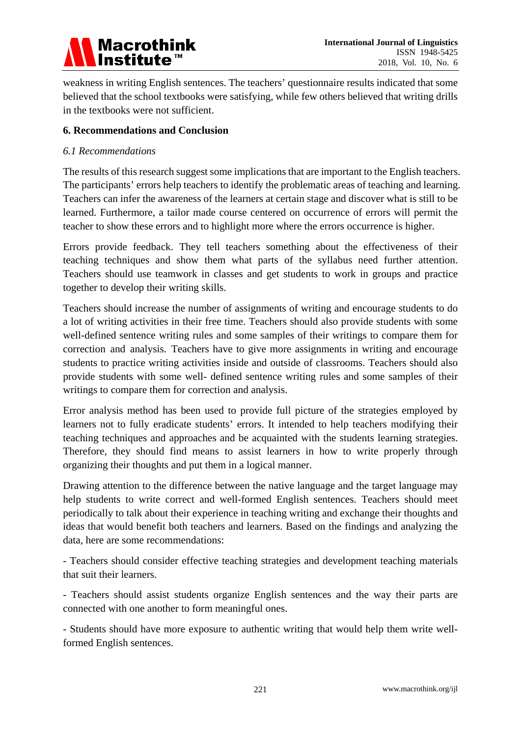weakness in writing English sentences. The teachers' questionnaire results indicated that some believed that the school textbooks were satisfying, while few others believed that writing drills in the textbooks were not sufficient.

## 6. Recommendations and Conclusion

### *6.1 Recommendations*

The results of this research suggest some implications that are important to the English teachers. The participants' errors help teachers to identify the problematic areas of teaching and learning. Teachers can infer the awareness of the learners at certain stage and discover what is still to be learned. Furthermore, a tailor made course centered on occurrence of errors will permit the teacher to show these errors and to highlight more where the errors occurrence is higher.

Errors provide feedback. They tell teachers something about the effectiveness of their teaching techniques and show them what parts of the syllabus need further attention. Teachers should use teamwork in classes and get students to work in groups and practice together to develop their writing skills.

Teachers should increase the number of assignments of writing and encourage students to do a lot of writing activities in their free time. Teachers should also provide students with some well-defined sentence writing rules and some samples of their writings to compare them for correction and analysis. Teachers have to give more assignments in writing and encourage students to practice writing activities inside and outside of classrooms. Teachers should also provide students with some well- defined sentence writing rules and some samples of their writings to compare them for correction and analysis.

Error analysis method has been used to provide full picture of the strategies employed by learners not to fully eradicate students' errors. It intended to help teachers modifying their teaching techniques and approaches and be acquainted with the students learning strategies. Therefore, they should find means to assist learners in how to write properly through organizing their thoughts and put them in a logical manner.

Drawing attention to the difference between the native language and the target language may help students to write correct and well-formed English sentences. Teachers should meet periodically to talk about their experience in teaching writing and exchange their thoughts and ideas that would benefit both teachers and learners. Based on the findings and analyzing the data, here are some recommendations:

- Teachers should consider effective teaching strategies and development teaching materials that suit their learners.

- Teachers should assist students organize English sentences and the way their parts are connected with one another to form meaningful ones.

- Students should have more exposure to authentic writing that would help them write well-formed English sentences.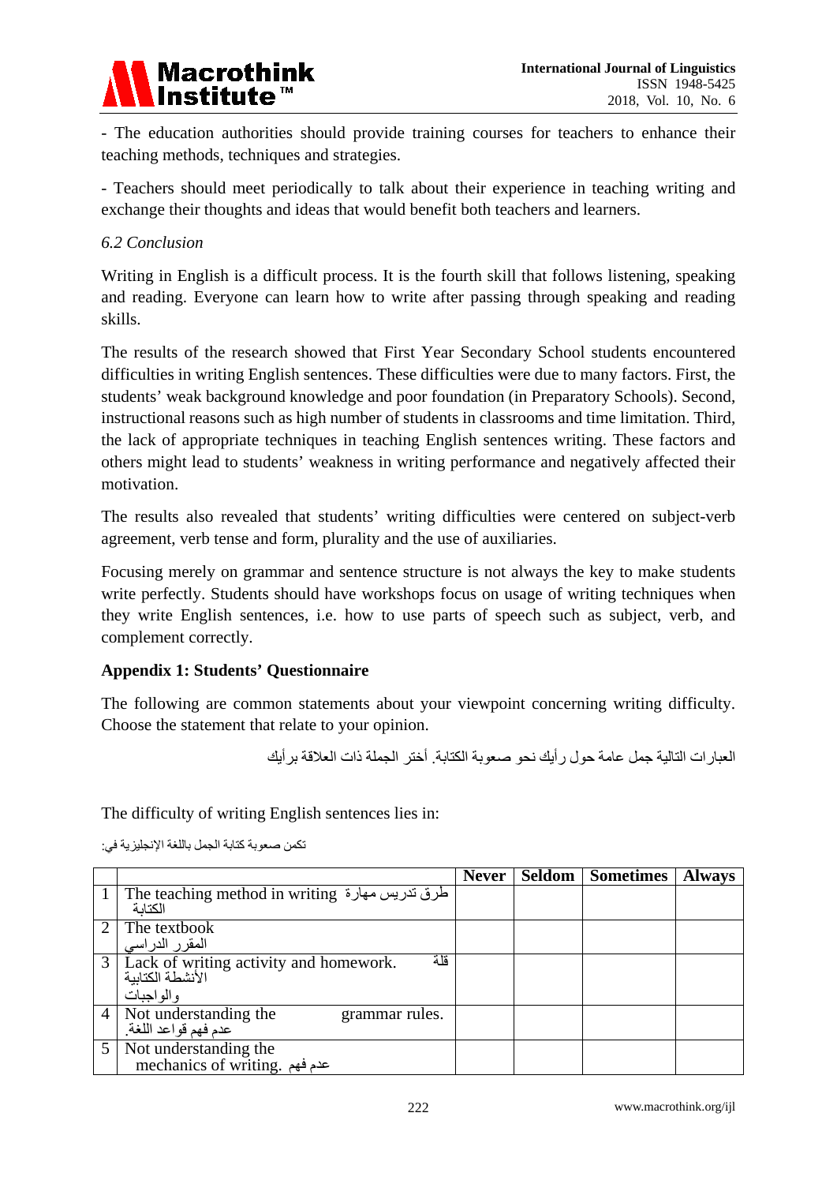- The education authorities should provide training courses for teachers to enhance their teaching methods, techniques and strategies.

- Teachers should meet periodically to talk about their experience in teaching writing and exchange their thoughts and ideas that would benefit both teachers and learners.

### *6.2 Conclusion*

Writing in English is a difficult process. It is the fourth skill that follows listening, speaking and reading. Everyone can learn how to write after passing through speaking and reading skills.

The results of the research showed that First Year Secondary School students encountered difficulties in writing English sentences. These difficulties were due to many factors. First, the students' weak background knowledge and poor foundation (in Preparatory Schools). Second, instructional reasons such as high number of students in classrooms and time limitation. Third, the lack of appropriate techniques in teaching English sentences writing. These factors and others might lead to students' weakness in writing performance and negatively affected their motivation.

The results also revealed that students' writing difficulties were centered on subject-verb agreement, verb tense and form, plurality and the use of auxiliaries.

Focusing merely on grammar and sentence structure is not always the key to make students write perfectly. Students should have workshops focus on usage of writing techniques when they write English sentences, i.e. how to use parts of speech such as subject, verb, and complement correctly.

## Appendix 1: Students' Questionnaire

The following are common statements about your viewpoint concerning writing difficulty. Choose the statement that relate to your opinion.

العبارات التالية جمل عامة حول رأيك نحو صعوبة الكتابة. أختر الجملة ذات العلاقة برأيك

The difficulty of writing English sentences lies in:

تكمن صعوبة كتابة الجمل باللغة الإنجليزية في:

| | | Never | Seldom | Sometimes | Always |
|---|---|---|---|---|---|
| 1 | The teaching method in writing طرق تدريس مهارة الكتابة | | | | |
| 2 | The textbook المقرر الدراسي | | | | |
| 3 | Lack of writing activity and homework. قلة الأنشطة الكتابية والواجبات | | | | |
| 4 | Not understanding the grammar rules. عدم فهم قواعد اللغة. | | | | |
| 5 | Not understanding the mechanics of writing. عدم فهم | | | | |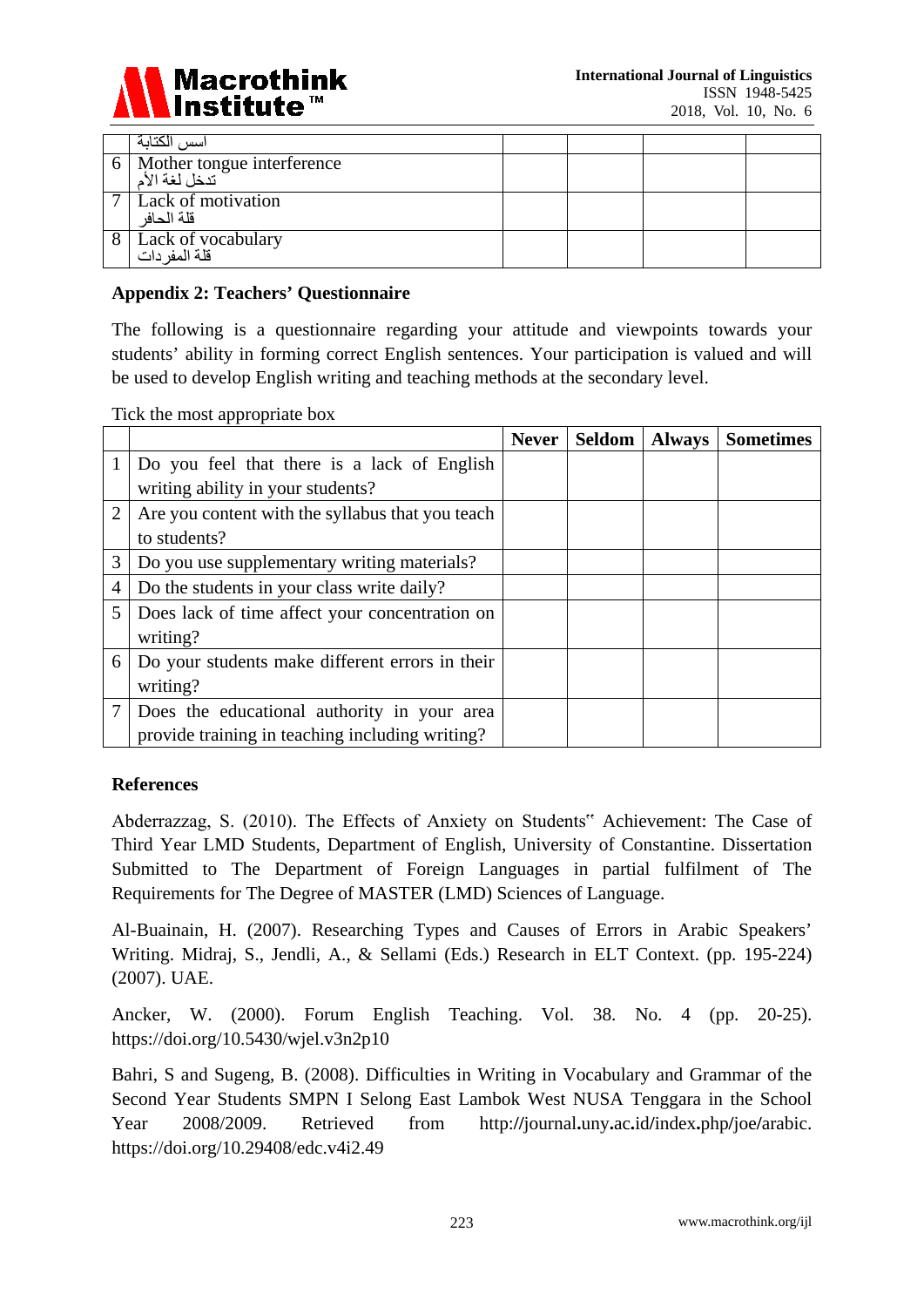|   |   |   |   |   |   |
|---|---|---|---|---|---|
|   | اسس الكتابة |   |   |   |   |
| 6 | Mother tongue interference<br>تدخل لغة الأم |   |   |   |   |
| 7 | Lack of motivation<br>قلة الحافز |   |   |   |   |
| 8 | Lack of vocabulary<br>قلة المفردات |   |   |   |   |

**Appendix 2: Teachers' Questionnaire**

The following is a questionnaire regarding your attitude and viewpoints towards your students' ability in forming correct English sentences. Your participation is valued and will be used to develop English writing and teaching methods at the secondary level.

Tick the most appropriate box

|   |   | Never | Seldom | Always | Sometimes |
|---|---|---|---|---|---|
| 1 | Do you feel that there is a lack of English writing ability in your students? |   |   |   |   |
| 2 | Are you content with the syllabus that you teach to students? |   |   |   |   |
| 3 | Do you use supplementary writing materials? |   |   |   |   |
| 4 | Do the students in your class write daily? |   |   |   |   |
| 5 | Does lack of time affect your concentration on writing? |   |   |   |   |
| 6 | Do your students make different errors in their writing? |   |   |   |   |
| 7 | Does the educational authority in your area provide training in teaching including writing? |   |   |   |   |

**References**

Abderrazzag, S. (2010). The Effects of Anxiety on Students" Achievement: The Case of Third Year LMD Students, Department of English, University of Constantine. Dissertation Submitted to The Department of Foreign Languages in partial fulfilment of The Requirements for The Degree of MASTER (LMD) Sciences of Language.

Al-Buainain, H. (2007). Researching Types and Causes of Errors in Arabic Speakers' Writing. Midraj, S., Jendli, A., & Sellami (Eds.) Research in ELT Context. (pp. 195-224) (2007). UAE.

Ancker, W. (2000). Forum English Teaching. Vol. 38. No. 4 (pp. 20-25). https://doi.org/10.5430/wjel.v3n2p10

Bahri, S and Sugeng, B. (2008). Difficulties in Writing in Vocabulary and Grammar of the Second Year Students SMPN I Selong East Lambok West NUSA Tenggara in the School Year 2008/2009. Retrieved from http://journal.uny.ac.id/index.php/joe/arabic. https://doi.org/10.29408/edc.v4i2.49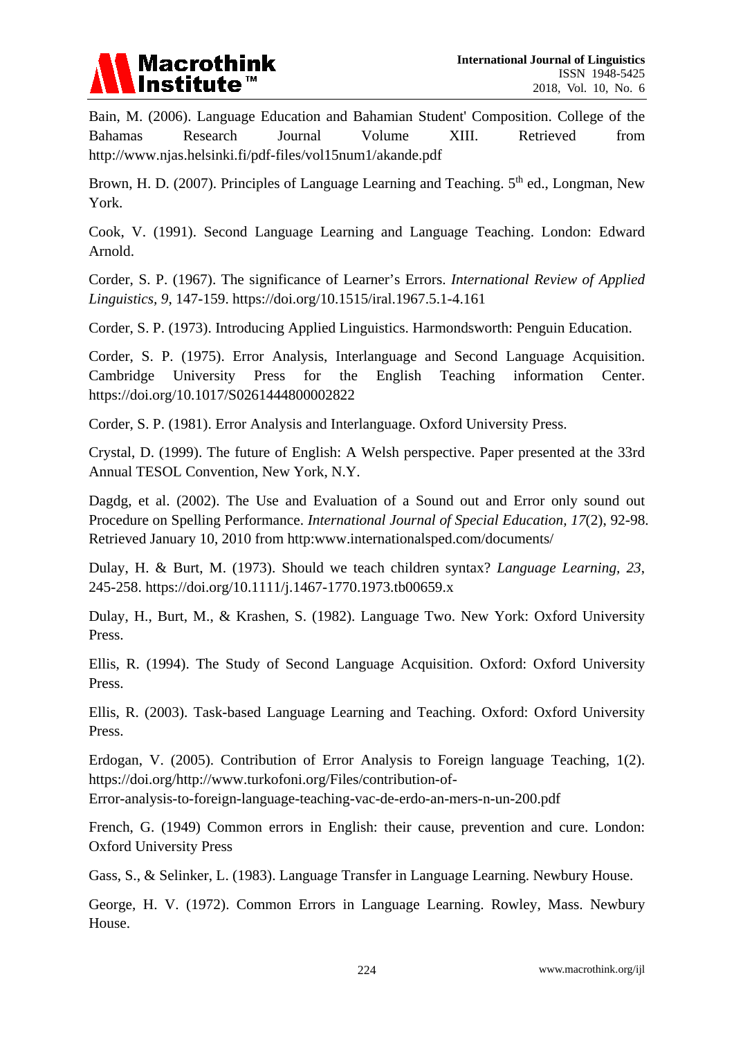Bain, M. (2006). Language Education and Bahamian Student' Composition. College of the Bahamas Research Journal Volume XIII. Retrieved from http://www.njas.helsinki.fi/pdf-files/vol15num1/akande.pdf

Brown, H. D. (2007). Principles of Language Learning and Teaching. 5th ed., Longman, New York.

Cook, V. (1991). Second Language Learning and Language Teaching. London: Edward Arnold.

Corder, S. P. (1967). The significance of Learner's Errors. *International Review of Applied Linguistics, 9*, 147-159. https://doi.org/10.1515/iral.1967.5.1-4.161

Corder, S. P. (1973). Introducing Applied Linguistics. Harmondsworth: Penguin Education.

Corder, S. P. (1975). Error Analysis, Interlanguage and Second Language Acquisition. Cambridge University Press for the English Teaching information Center. https://doi.org/10.1017/S0261444800002822

Corder, S. P. (1981). Error Analysis and Interlanguage. Oxford University Press.

Crystal, D. (1999). The future of English: A Welsh perspective. Paper presented at the 33rd Annual TESOL Convention, New York, N.Y.

Dagdg, et al. (2002). The Use and Evaluation of a Sound out and Error only sound out Procedure on Spelling Performance. *International Journal of Special Education, 17*(2), 92-98. Retrieved January 10, 2010 from http:www.internationalsped.com/documents/

Dulay, H. & Burt, M. (1973). Should we teach children syntax? *Language Learning, 23*, 245-258. https://doi.org/10.1111/j.1467-1770.1973.tb00659.x

Dulay, H., Burt, M., & Krashen, S. (1982). Language Two. New York: Oxford University Press.

Ellis, R. (1994). The Study of Second Language Acquisition. Oxford: Oxford University Press.

Ellis, R. (2003). Task-based Language Learning and Teaching. Oxford: Oxford University Press.

Erdogan, V. (2005). Contribution of Error Analysis to Foreign language Teaching, 1(2). https://doi.org/http://www.turkofoni.org/Files/contribution-of-Error-analysis-to-foreign-language-teaching-vac-de-erdo-an-mers-n-un-200.pdf

French, G. (1949) Common errors in English: their cause, prevention and cure. London: Oxford University Press

Gass, S., & Selinker, L. (1983). Language Transfer in Language Learning. Newbury House.

George, H. V. (1972). Common Errors in Language Learning. Rowley, Mass. Newbury House.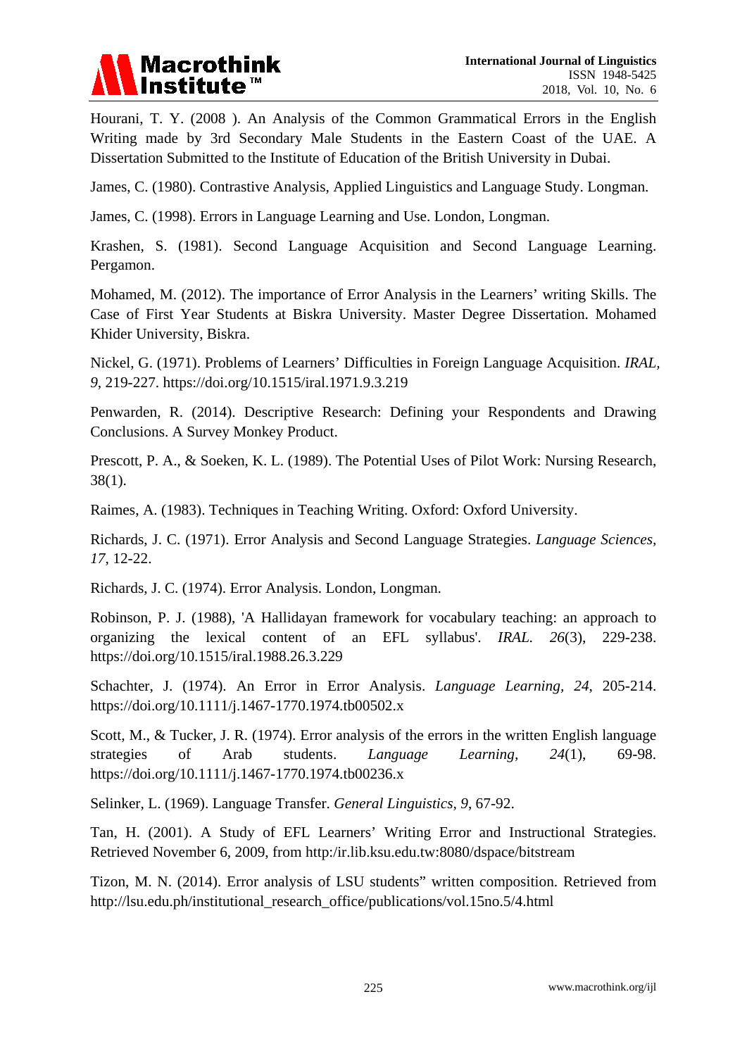Hourani, T. Y. (2008 ). An Analysis of the Common Grammatical Errors in the English Writing made by 3rd Secondary Male Students in the Eastern Coast of the UAE. A Dissertation Submitted to the Institute of Education of the British University in Dubai.

James, C. (1980). Contrastive Analysis, Applied Linguistics and Language Study. Longman.

James, C. (1998). Errors in Language Learning and Use. London, Longman.

Krashen, S. (1981). Second Language Acquisition and Second Language Learning. Pergamon.

Mohamed, M. (2012). The importance of Error Analysis in the Learners' writing Skills. The Case of First Year Students at Biskra University. Master Degree Dissertation. Mohamed Khider University, Biskra.

Nickel, G. (1971). Problems of Learners' Difficulties in Foreign Language Acquisition. *IRAL, 9*, 219-227. https://doi.org/10.1515/iral.1971.9.3.219

Penwarden, R. (2014). Descriptive Research: Defining your Respondents and Drawing Conclusions. A Survey Monkey Product.

Prescott, P. A., & Soeken, K. L. (1989). The Potential Uses of Pilot Work: Nursing Research, 38(1).

Raimes, A. (1983). Techniques in Teaching Writing. Oxford: Oxford University.

Richards, J. C. (1971). Error Analysis and Second Language Strategies. *Language Sciences, 17*, 12-22.

Richards, J. C. (1974). Error Analysis. London, Longman.

Robinson, P. J. (1988), 'A Hallidayan framework for vocabulary teaching: an approach to organizing the lexical content of an EFL syllabus'. *IRAL. 26*(3), 229-238. https://doi.org/10.1515/iral.1988.26.3.229

Schachter, J. (1974). An Error in Error Analysis. *Language Learning, 24*, 205-214. https://doi.org/10.1111/j.1467-1770.1974.tb00502.x

Scott, M., & Tucker, J. R. (1974). Error analysis of the errors in the written English language strategies of Arab students. *Language Learning, 24*(1), 69-98. https://doi.org/10.1111/j.1467-1770.1974.tb00236.x

Selinker, L. (1969). Language Transfer. *General Linguistics, 9*, 67-92.

Tan, H. (2001). A Study of EFL Learners' Writing Error and Instructional Strategies. Retrieved November 6, 2009, from http:/ir.lib.ksu.edu.tw:8080/dspace/bitstream

Tizon, M. N. (2014). Error analysis of LSU students" written composition. Retrieved from http://lsu.edu.ph/institutional_research_office/publications/vol.15no.5/4.html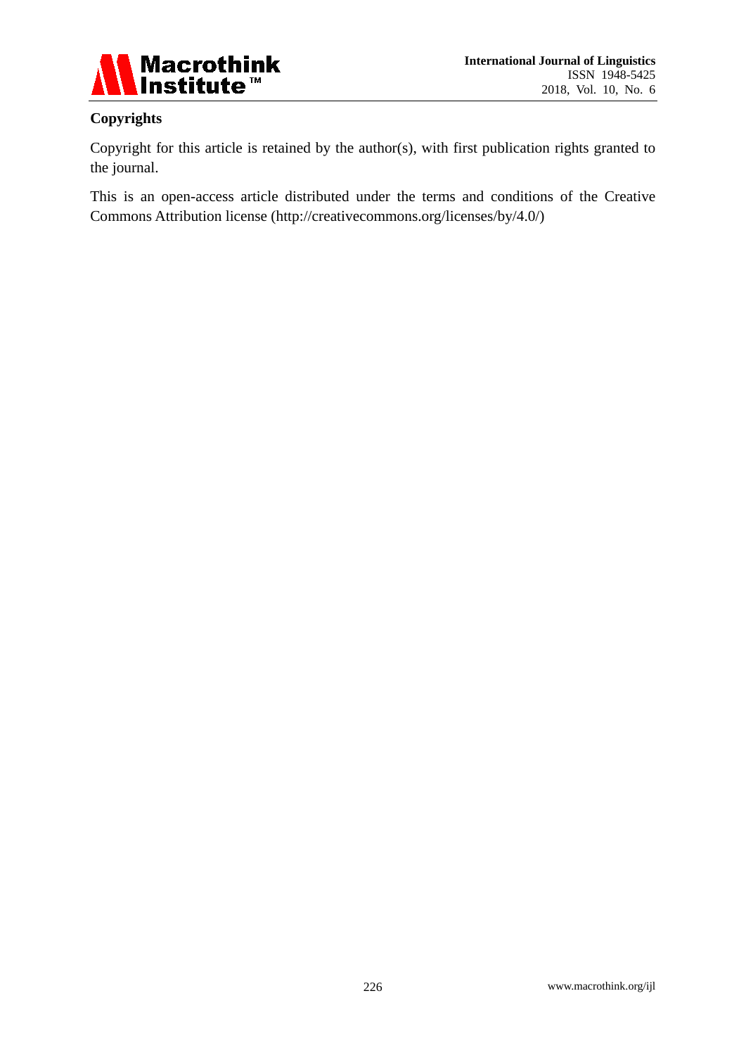## Copyrights

Copyright for this article is retained by the author(s), with first publication rights granted to the journal.

This is an open-access article distributed under the terms and conditions of the Creative Commons Attribution license (http://creativecommons.org/licenses/by/4.0/)